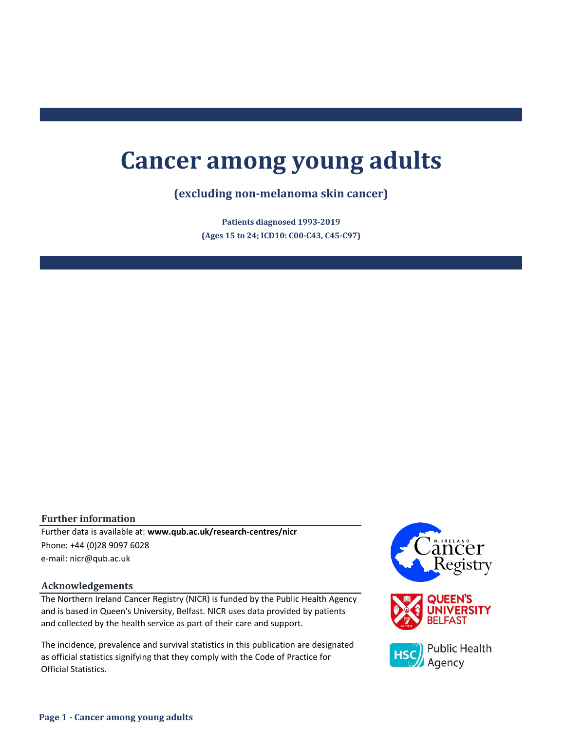# Cancer among young adults

## (excluding non-melanoma skin cancer)

**Patients diagnosed 1993-2019**

**(Ages 15 to 24; ICD10: C00-C43, C45-C97)**

### Further information

Further data is available at: **www.qub.ac.uk/research-centres/nicr**

Phone: +44 (0)28 9097 6028

e-mail: nicr@qub.ac.uk

### Acknowledgements

The Northern Ireland Cancer Registry (NICR) is funded by the Public Health Agency and is based in Queen's University, Belfast. NICR uses data provided by patients and collected by the health service as part of their care and support.

The incidence, prevalence and survival statistics in this publication are designated as official statistics signifying that they comply with the Code of Practice for Official Statistics.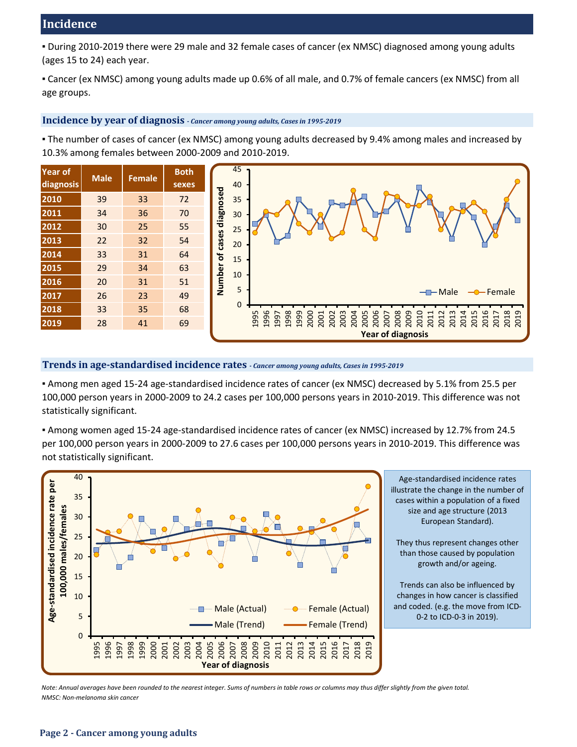## Incidence

- During 2010-2019 there were 29 male and 32 female cases of cancer (ex NMSC) diagnosed among young adults (ages 15 to 24) each year.
- Cancer (ex NMSC) among young adults made up 0.6% of all male, and 0.7% of female cancers (ex NMSC) from all age groups.

### Incidence by year of diagnosis *- Cancer among young adults, Cases in 1995-2019*

- The number of cases of cancer (ex NMSC) among young adults decreased by 9.4% among males and increased by 10.3% among females between 2000-2009 and 2010-2019.

| Year of diagnosis | Male | Female | Both sexes |
|---|---|---|---|
| 2010 | 39 | 33 | 72 |
| 2011 | 34 | 36 | 70 |
| 2012 | 30 | 25 | 55 |
| 2013 | 22 | 32 | 54 |
| 2014 | 33 | 31 | 64 |
| 2015 | 29 | 34 | 63 |
| 2016 | 20 | 31 | 51 |
| 2017 | 26 | 23 | 49 |
| 2018 | 33 | 35 | 68 |
| 2019 | 28 | 41 | 69 |

### Trends in age-standardised incidence rates *- Cancer among young adults, Cases in 1995-2019*

- Among men aged 15-24 age-standardised incidence rates of cancer (ex NMSC) decreased by 5.1% from 25.5 per 100,000 person years in 2000-2009 to 24.2 cases per 100,000 persons years in 2010-2019. This difference was not statistically significant.
- Among women aged 15-24 age-standardised incidence rates of cancer (ex NMSC) increased by 12.7% from 24.5 per 100,000 person years in 2000-2009 to 27.6 cases per 100,000 persons years in 2010-2019. This difference was not statistically significant.

Age-standardised incidence rates illustrate the change in the number of cases within a population of a fixed size and age structure (2013 European Standard).

They thus represent changes other than those caused by population growth and/or ageing.

Trends can also be influenced by changes in how cancer is classified and coded. (e.g. the move from ICD-0-2 to ICD-0-3 in 2019).

*Note: Annual averages have been rounded to the nearest integer. Sums of numbers in table rows or columns may thus differ slightly from the given total.*
*NMSC: Non-melanoma skin cancer*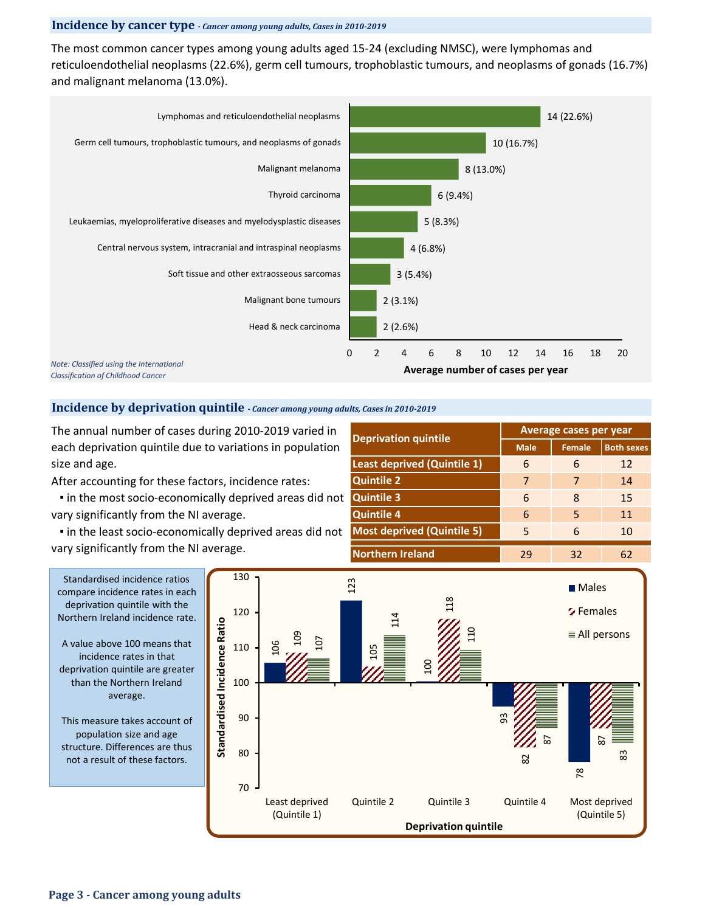## Incidence by cancer type *- Cancer among young adults, Cases in 2010-2019*

The most common cancer types among young adults aged 15-24 (excluding NMSC), were lymphomas and reticuloendothelial neoplasms (22.6%), germ cell tumours, trophoblastic tumours, and neoplasms of gonads (16.7%) and malignant melanoma (13.0%).

| Cancer type | Average number of cases per year |
|---|---|
| Lymphomas and reticuloendothelial neoplasms | 14 (22.6%) |
| Germ cell tumours, trophoblastic tumours, and neoplasms of gonads | 10 (16.7%) |
| Malignant melanoma | 8 (13.0%) |
| Thyroid carcinoma | 6 (9.4%) |
| Leukaemias, myeloproliferative diseases and myelodysplastic diseases | 5 (8.3%) |
| Central nervous system, intracranial and intraspinal neoplasms | 4 (6.8%) |
| Soft tissue and other extraosseous sarcomas | 3 (5.4%) |
| Malignant bone tumours | 2 (3.1%) |
| Head & neck carcinoma | 2 (2.6%) |

*Note: Classified using the International Classification of Childhood Cancer*

## Incidence by deprivation quintile *- Cancer among young adults, Cases in 2010-2019*

The annual number of cases during 2010-2019 varied in each deprivation quintile due to variations in population size and age.

After accounting for these factors, incidence rates:

- in the most socio-economically deprived areas did not vary significantly from the NI average.
- in the least socio-economically deprived areas did not vary significantly from the NI average.

| Deprivation quintile | Average cases per year | | |
|---|---|---|---|
| | Male | Female | Both sexes |
| Least deprived (Quintile 1) | 6 | 6 | 12 |
| Quintile 2 | 7 | 7 | 14 |
| Quintile 3 | 6 | 8 | 15 |
| Quintile 4 | 6 | 5 | 11 |
| Most deprived (Quintile 5) | 5 | 6 | 10 |
| Northern Ireland | 29 | 32 | 62 |

Standardised incidence ratios compare incidence rates in each deprivation quintile with the Northern Ireland incidence rate.

A value above 100 means that incidence rates in that deprivation quintile are greater than the Northern Ireland average.

This measure takes account of population size and age structure. Differences are thus not a result of these factors.

| Deprivation quintile | Males | Females | All persons |
|---|---|---|---|
| Least deprived (Quintile 1) | 106 | 109 | 107 |
| Quintile 2 | 123 | 105 | 114 |
| Quintile 3 | 100 | 118 | 110 |
| Quintile 4 | 93 | 82 | 87 |
| Most deprived (Quintile 5) | 78 | 87 | 83 |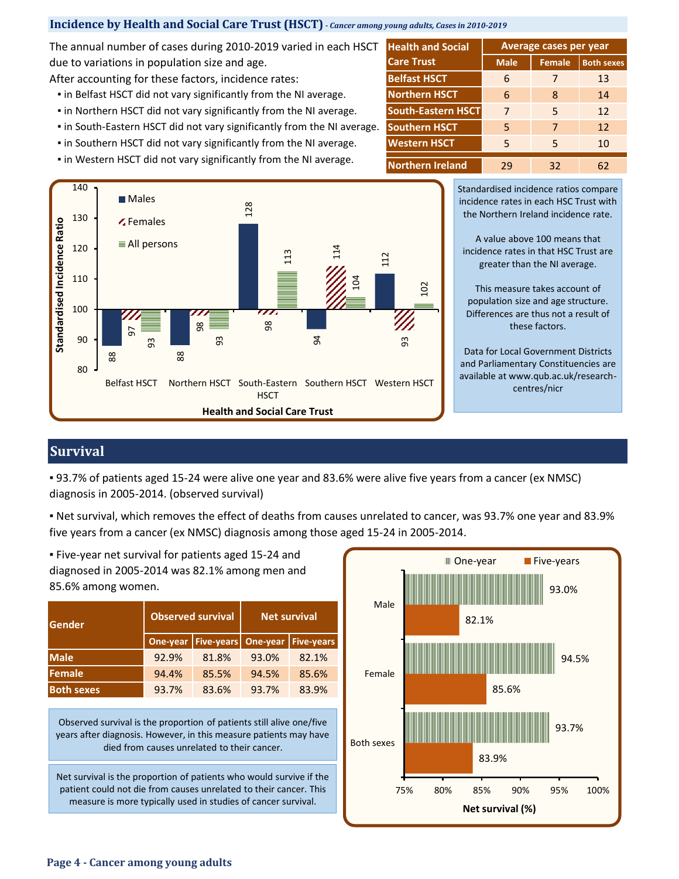## Incidence by Health and Social Care Trust (HSCT) - *Cancer among young adults, Cases in 2010-2019*

The annual number of cases during 2010-2019 varied in each HSCT due to variations in population size and age.

After accounting for these factors, incidence rates:

- in Belfast HSCT did not vary significantly from the NI average.
- in Northern HSCT did not vary significantly from the NI average.
- in South-Eastern HSCT did not vary significantly from the NI average.
- in Southern HSCT did not vary significantly from the NI average.
- in Western HSCT did not vary significantly from the NI average.

| Health and Social Care Trust | Average cases per year | | |
|---|---|---|---|
| | Male | Female | Both sexes |
| Belfast HSCT | 6 | 7 | 13 |
| Northern HSCT | 6 | 8 | 14 |
| South-Eastern HSCT | 7 | 5 | 12 |
| Southern HSCT | 5 | 7 | 12 |
| Western HSCT | 5 | 5 | 10 |
| Northern Ireland | 29 | 32 | 62 |

| Health and Social Care Trust | Males | Females | All persons |
|---|---|---|---|
| Belfast HSCT | 88 | 97 | 93 |
| Northern HSCT | 88 | 98 | 93 |
| South-Eastern HSCT | 128 | 98 | 113 |
| Southern HSCT | 94 | 114 | 104 |
| Western HSCT | 112 | 93 | 102 |

Standardised incidence ratios compare incidence rates in each HSC Trust with the Northern Ireland incidence rate.

A value above 100 means that incidence rates in that HSC Trust are greater than the NI average.

This measure takes account of population size and age structure. Differences are thus not a result of these factors.

Data for Local Government Districts and Parliamentary Constituencies are available at www.qub.ac.uk/research-centres/nicr

## Survival

- 93.7% of patients aged 15-24 were alive one year and 83.6% were alive five years from a cancer (ex NMSC) diagnosis in 2005-2014. (observed survival)
- Net survival, which removes the effect of deaths from causes unrelated to cancer, was 93.7% one year and 83.9% five years from a cancer (ex NMSC) diagnosis among those aged 15-24 in 2005-2014.
- Five-year net survival for patients aged 15-24 and diagnosed in 2005-2014 was 82.1% among men and 85.6% among women.

| Gender | Observed survival | | Net survival | |
|---|---|---|---|---|
| | One-year | Five-years | One-year | Five-years |
| Male | 92.9% | 81.8% | 93.0% | 82.1% |
| Female | 94.4% | 85.5% | 94.5% | 85.6% |
| Both sexes | 93.7% | 83.6% | 93.7% | 83.9% |

Observed survival is the proportion of patients still alive one/five years after diagnosis. However, in this measure patients may have died from causes unrelated to their cancer.

Net survival is the proportion of patients who would survive if the patient could not die from causes unrelated to their cancer. This measure is more typically used in studies of cancer survival.

| Gender | One-year | Five-years |
|---|---|---|
| Male | 93.0% | 82.1% |
| Female | 94.5% | 85.6% |
| Both sexes | 93.7% | 83.9% |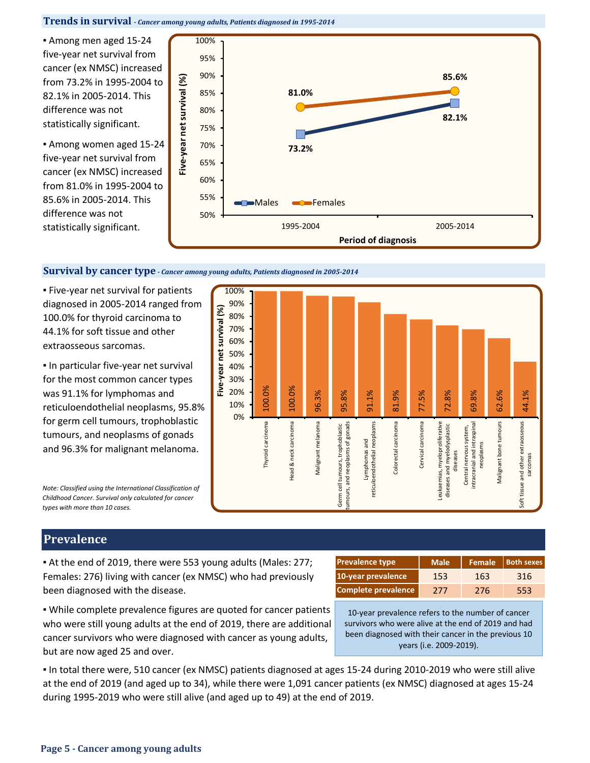## Trends in survival *- Cancer among young adults, Patients diagnosed in 1995-2014*

▪ Among men aged 15-24 five-year net survival from cancer (ex NMSC) increased from 73.2% in 1995-2004 to 82.1% in 2005-2014. This difference was not statistically significant.

▪ Among women aged 15-24 five-year net survival from cancer (ex NMSC) increased from 81.0% in 1995-2004 to 85.6% in 2005-2014. This difference was not statistically significant.

| Period of diagnosis | Males | Females |
|---|---|---|
| 1995-2004 | 73.2% | 81.0% |
| 2005-2014 | 82.1% | 85.6% |

## Survival by cancer type *- Cancer among young adults, Patients diagnosed in 2005-2014*

▪ Five-year net survival for patients diagnosed in 2005-2014 ranged from 100.0% for thyroid carcinoma to 44.1% for soft tissue and other extraosseous sarcomas.

▪ In particular five-year net survival for the most common cancer types was 91.1% for lymphomas and reticuloendothelial neoplasms, 95.8% for germ cell tumours, trophoblastic tumours, and neoplasms of gonads and 96.3% for malignant melanoma.

| Cancer type | Five-year net survival (%) |
|---|---|
| Thyroid carcinoma | 100.0% |
| Head & neck carcinoma | 100.0% |
| Malignant melanoma | 96.3% |
| Germ cell tumours, trophoblastic tumours, and neoplasms of gonads | 95.8% |
| Lymphomas and reticuloendothelial neoplasms | 91.1% |
| Colorectal carcinoma | 81.9% |
| Cervical carcinoma | 77.5% |
| Leukaemias, myeloproliferative diseases and myelodysplastic diseases | 72.8% |
| Central nervous system, intracranial and intraspinal neoplasms | 69.8% |
| Malignant bone tumours | 62.6% |
| Soft tissue and other extraosseous sarcomas | 44.1% |

*Note: Classified using the International Classification of Childhood Cancer. Survival only calculated for cancer types with more than 10 cases.*

## Prevalence

▪ At the end of 2019, there were 553 young adults (Males: 277; Females: 276) living with cancer (ex NMSC) who had previously been diagnosed with the disease.

| Prevalence type | Male | Female | Both sexes |
|---|---|---|---|
| 10-year prevalence | 153 | 163 | 316 |
| Complete prevalence | 277 | 276 | 553 |

10-year prevalence refers to the number of cancer survivors who were alive at the end of 2019 and had been diagnosed with their cancer in the previous 10 years (i.e. 2009-2019).

▪ While complete prevalence figures are quoted for cancer patients who were still young adults at the end of 2019, there are additional cancer survivors who were diagnosed with cancer as young adults, but are now aged 25 and over.

▪ In total there were, 510 cancer (ex NMSC) patients diagnosed at ages 15-24 during 2010-2019 who were still alive at the end of 2019 (and aged up to 34), while there were 1,091 cancer patients (ex NMSC) diagnosed at ages 15-24 during 1995-2019 who were still alive (and aged up to 49) at the end of 2019.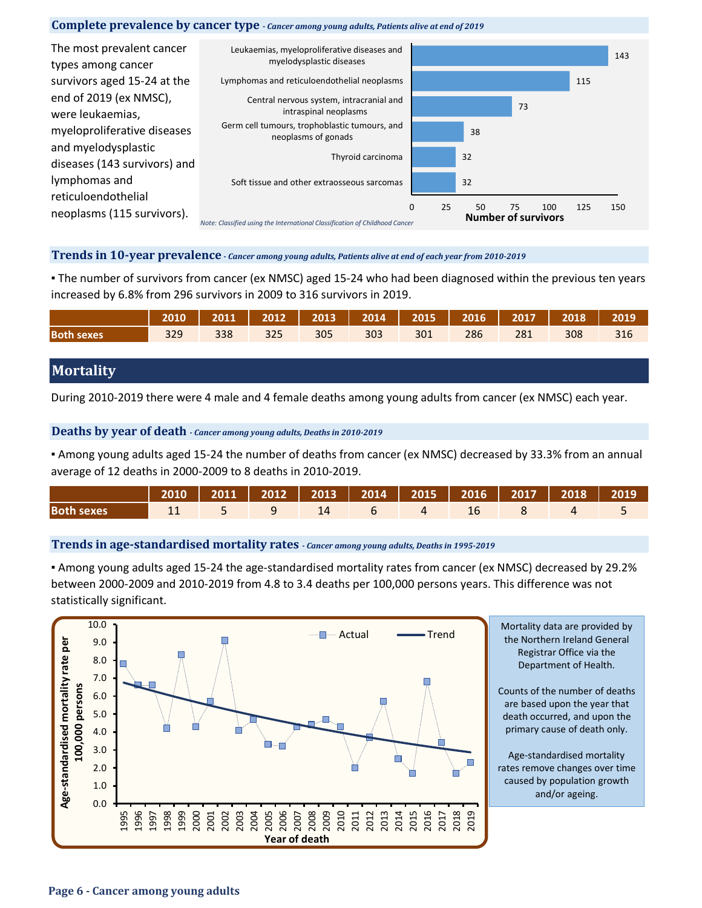## Complete prevalence by cancer type *- Cancer among young adults, Patients alive at end of 2019*

The most prevalent cancer types among cancer survivors aged 15-24 at the end of 2019 (ex NMSC), were leukaemias, myeloproliferative diseases and myelodysplastic diseases (143 survivors) and lymphomas and reticuloendothelial neoplasms (115 survivors).

| Cancer type | Number of survivors |
|---|---|
| Leukaemias, myeloproliferative diseases and myelodysplastic diseases | 143 |
| Lymphomas and reticuloendothelial neoplasms | 115 |
| Central nervous system, intracranial and intraspinal neoplasms | 73 |
| Germ cell tumours, trophoblastic tumours, and neoplasms of gonads | 38 |
| Thyroid carcinoma | 32 |
| Soft tissue and other extraosseous sarcomas | 32 |

*Note: Classified using the International Classification of Childhood Cancer*

## Trends in 10-year prevalence *- Cancer among young adults, Patients alive at end of each year from 2010-2019*

▪ The number of survivors from cancer (ex NMSC) aged 15-24 who had been diagnosed within the previous ten years increased by 6.8% from 296 survivors in 2009 to 316 survivors in 2019.

| | 2010 | 2011 | 2012 | 2013 | 2014 | 2015 | 2016 | 2017 | 2018 | 2019 |
|---|---|---|---|---|---|---|---|---|---|---|
| Both sexes | 329 | 338 | 325 | 305 | 303 | 301 | 286 | 281 | 308 | 316 |

# Mortality

During 2010-2019 there were 4 male and 4 female deaths among young adults from cancer (ex NMSC) each year.

## Deaths by year of death *- Cancer among young adults, Deaths in 2010-2019*

▪ Among young adults aged 15-24 the number of deaths from cancer (ex NMSC) decreased by 33.3% from an annual average of 12 deaths in 2000-2009 to 8 deaths in 2010-2019.

| | 2010 | 2011 | 2012 | 2013 | 2014 | 2015 | 2016 | 2017 | 2018 | 2019 |
|---|---|---|---|---|---|---|---|---|---|---|
| Both sexes | 11 | 5 | 9 | 14 | 6 | 4 | 16 | 8 | 4 | 5 |

## Trends in age-standardised mortality rates *- Cancer among young adults, Deaths in 1995-2019*

▪ Among young adults aged 15-24 the age-standardised mortality rates from cancer (ex NMSC) decreased by 29.2% between 2000-2009 and 2010-2019 from 4.8 to 3.4 deaths per 100,000 persons years. This difference was not statistically significant.

Mortality data are provided by the Northern Ireland General Registrar Office via the Department of Health.

Counts of the number of deaths are based upon the year that death occurred, and upon the primary cause of death only.

Age-standardised mortality rates remove changes over time caused by population growth and/or ageing.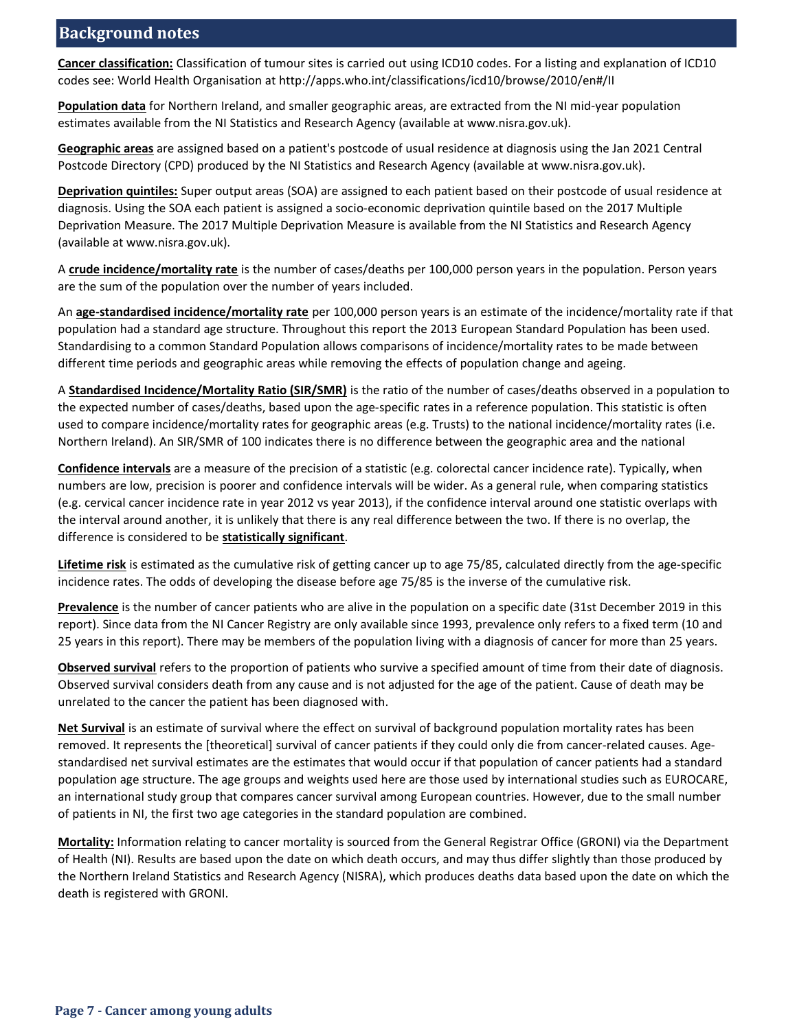## Background notes

**Cancer classification:** Classification of tumour sites is carried out using ICD10 codes. For a listing and explanation of ICD10 codes see: World Health Organisation at http://apps.who.int/classifications/icd10/browse/2010/en#/II

**Population data** for Northern Ireland, and smaller geographic areas, are extracted from the NI mid-year population estimates available from the NI Statistics and Research Agency (available at www.nisra.gov.uk).

**Geographic areas** are assigned based on a patient's postcode of usual residence at diagnosis using the Jan 2021 Central Postcode Directory (CPD) produced by the NI Statistics and Research Agency (available at www.nisra.gov.uk).

**Deprivation quintiles:** Super output areas (SOA) are assigned to each patient based on their postcode of usual residence at diagnosis. Using the SOA each patient is assigned a socio-economic deprivation quintile based on the 2017 Multiple Deprivation Measure. The 2017 Multiple Deprivation Measure is available from the NI Statistics and Research Agency (available at www.nisra.gov.uk).

A **crude incidence/mortality rate** is the number of cases/deaths per 100,000 person years in the population. Person years are the sum of the population over the number of years included.

An **age-standardised incidence/mortality rate** per 100,000 person years is an estimate of the incidence/mortality rate if that population had a standard age structure. Throughout this report the 2013 European Standard Population has been used. Standardising to a common Standard Population allows comparisons of incidence/mortality rates to be made between different time periods and geographic areas while removing the effects of population change and ageing.

A **Standardised Incidence/Mortality Ratio (SIR/SMR)** is the ratio of the number of cases/deaths observed in a population to the expected number of cases/deaths, based upon the age-specific rates in a reference population. This statistic is often used to compare incidence/mortality rates for geographic areas (e.g. Trusts) to the national incidence/mortality rates (i.e. Northern Ireland). An SIR/SMR of 100 indicates there is no difference between the geographic area and the national

**Confidence intervals** are a measure of the precision of a statistic (e.g. colorectal cancer incidence rate). Typically, when numbers are low, precision is poorer and confidence intervals will be wider. As a general rule, when comparing statistics (e.g. cervical cancer incidence rate in year 2012 vs year 2013), if the confidence interval around one statistic overlaps with the interval around another, it is unlikely that there is any real difference between the two. If there is no overlap, the difference is considered to be **statistically significant**.

**Lifetime risk** is estimated as the cumulative risk of getting cancer up to age 75/85, calculated directly from the age-specific incidence rates. The odds of developing the disease before age 75/85 is the inverse of the cumulative risk.

**Prevalence** is the number of cancer patients who are alive in the population on a specific date (31st December 2019 in this report). Since data from the NI Cancer Registry are only available since 1993, prevalence only refers to a fixed term (10 and 25 years in this report). There may be members of the population living with a diagnosis of cancer for more than 25 years.

**Observed survival** refers to the proportion of patients who survive a specified amount of time from their date of diagnosis. Observed survival considers death from any cause and is not adjusted for the age of the patient. Cause of death may be unrelated to the cancer the patient has been diagnosed with.

**Net Survival** is an estimate of survival where the effect on survival of background population mortality rates has been removed. It represents the [theoretical] survival of cancer patients if they could only die from cancer-related causes. Age-standardised net survival estimates are the estimates that would occur if that population of cancer patients had a standard population age structure. The age groups and weights used here are those used by international studies such as EUROCARE, an international study group that compares cancer survival among European countries. However, due to the small number of patients in NI, the first two age categories in the standard population are combined.

**Mortality:** Information relating to cancer mortality is sourced from the General Registrar Office (GRONI) via the Department of Health (NI). Results are based upon the date on which death occurs, and may thus differ slightly than those produced by the Northern Ireland Statistics and Research Agency (NISRA), which produces deaths data based upon the date on which the death is registered with GRONI.